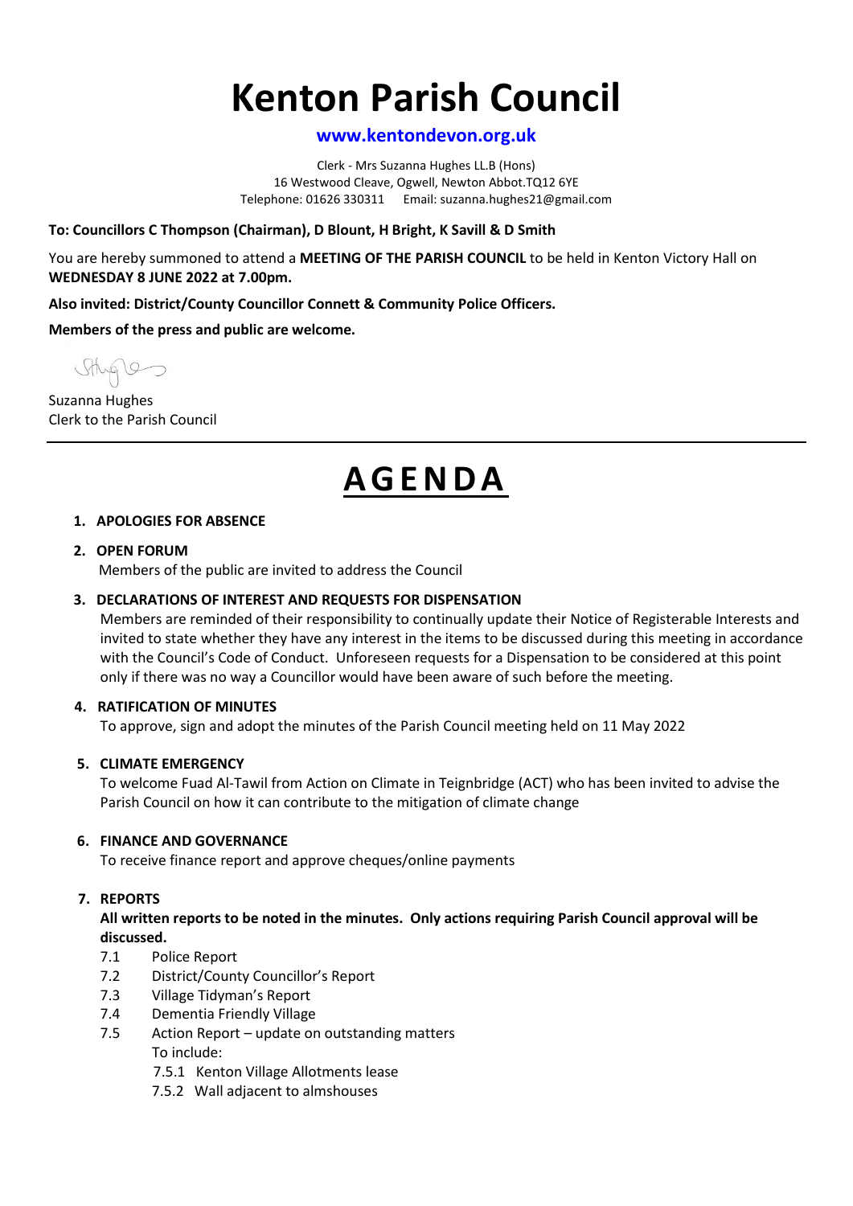# Kenton Parish Council

**www.kentondevon.org.uk**

Clerk - Mrs Suzanna Hughes LL.B (Hons)
16 Westwood Cleave, Ogwell, Newton Abbot.TQ12 6YE
Telephone: 01626 330311 Email: suzanna.hughes21@gmail.com

**To: Councillors C Thompson (Chairman), D Blount, H Bright, K Savill & D Smith**

You are hereby summoned to attend a **MEETING OF THE PARISH COUNCIL** to be held in Kenton Victory Hall on **WEDNESDAY 8 JUNE 2022 at 7.00pm.**

**Also invited: District/County Councillor Connett & Community Police Officers.**

**Members of the press and public are welcome.**

Suzanna Hughes
Clerk to the Parish Council

---

# AGENDA

1. **APOLOGIES FOR ABSENCE**

2. **OPEN FORUM**
   Members of the public are invited to address the Council

3. **DECLARATIONS OF INTEREST AND REQUESTS FOR DISPENSATION**
   Members are reminded of their responsibility to continually update their Notice of Registerable Interests and invited to state whether they have any interest in the items to be discussed during this meeting in accordance with the Council's Code of Conduct. Unforeseen requests for a Dispensation to be considered at this point only if there was no way a Councillor would have been aware of such before the meeting.

4. **RATIFICATION OF MINUTES**
   To approve, sign and adopt the minutes of the Parish Council meeting held on 11 May 2022

5. **CLIMATE EMERGENCY**
   To welcome Fuad Al-Tawil from Action on Climate in Teignbridge (ACT) who has been invited to advise the Parish Council on how it can contribute to the mitigation of climate change

6. **FINANCE AND GOVERNANCE**
   To receive finance report and approve cheques/online payments

7. **REPORTS**
   **All written reports to be noted in the minutes. Only actions requiring Parish Council approval will be discussed.**
   - 7.1 Police Report
   - 7.2 District/County Councillor's Report
   - 7.3 Village Tidyman's Report
   - 7.4 Dementia Friendly Village
   - 7.5 Action Report – update on outstanding matters
     To include:
     - 7.5.1 Kenton Village Allotments lease
     - 7.5.2 Wall adjacent to almshouses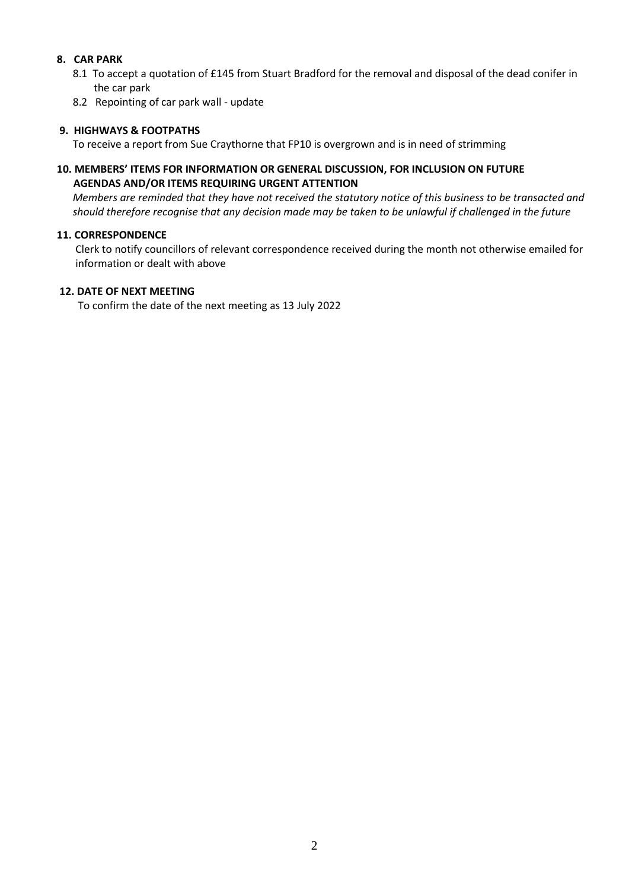**8. CAR PARK**

8.1 To accept a quotation of £145 from Stuart Bradford for the removal and disposal of the dead conifer in the car park

8.2 Repointing of car park wall - update

**9. HIGHWAYS & FOOTPATHS**

To receive a report from Sue Craythorne that FP10 is overgrown and is in need of strimming

**10. MEMBERS' ITEMS FOR INFORMATION OR GENERAL DISCUSSION, FOR INCLUSION ON FUTURE AGENDAS AND/OR ITEMS REQUIRING URGENT ATTENTION**

*Members are reminded that they have not received the statutory notice of this business to be transacted and should therefore recognise that any decision made may be taken to be unlawful if challenged in the future*

**11. CORRESPONDENCE**

Clerk to notify councillors of relevant correspondence received during the month not otherwise emailed for information or dealt with above

**12. DATE OF NEXT MEETING**

To confirm the date of the next meeting as 13 July 2022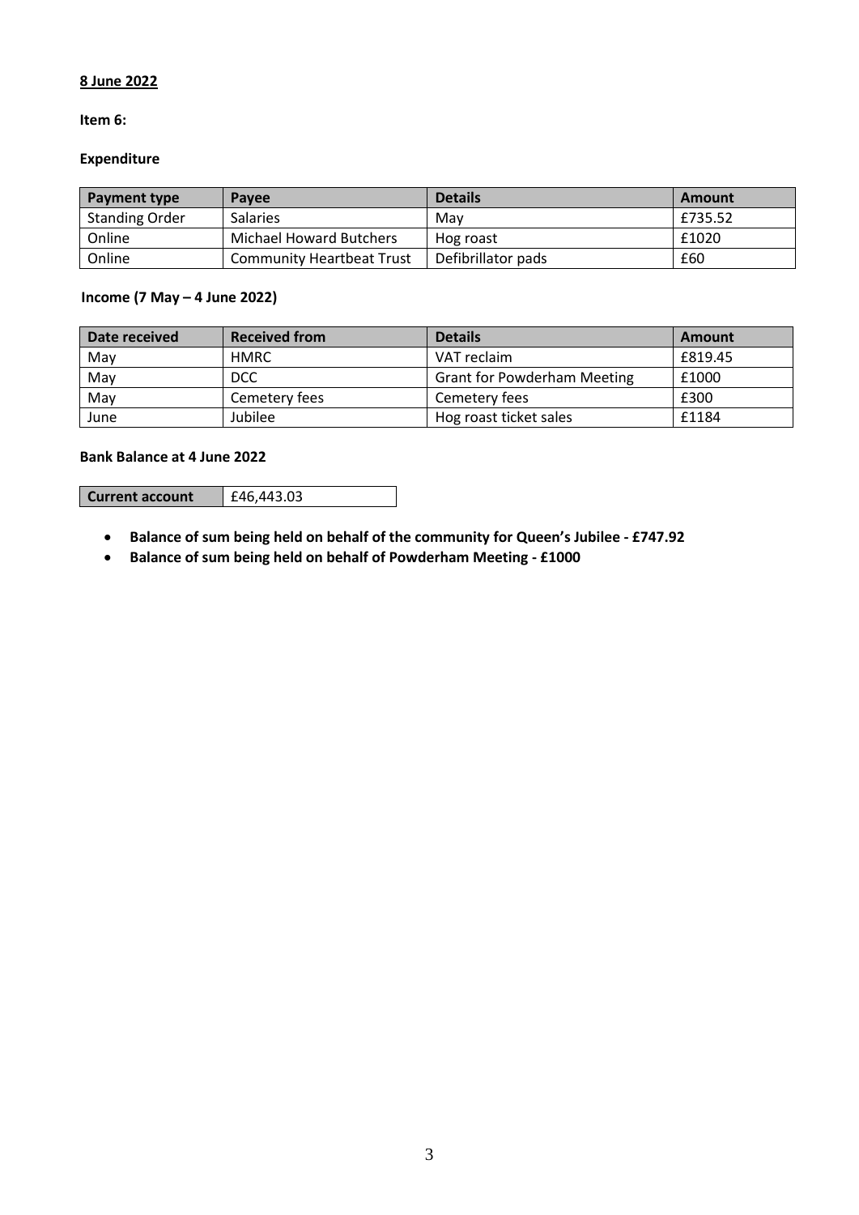**8 June 2022**

**Item 6:**

**Expenditure**

| Payment type | Payee | Details | Amount |
|---|---|---|---|
| Standing Order | Salaries | May | £735.52 |
| Online | Michael Howard Butchers | Hog roast | £1020 |
| Online | Community Heartbeat Trust | Defibrillator pads | £60 |

**Income (7 May – 4 June 2022)**

| Date received | Received from | Details | Amount |
|---|---|---|---|
| May | HMRC | VAT reclaim | £819.45 |
| May | DCC | Grant for Powderham Meeting | £1000 |
| May | Cemetery fees | Cemetery fees | £300 |
| June | Jubilee | Hog roast ticket sales | £1184 |

**Bank Balance at 4 June 2022**

| | |
|---|---|
| **Current account** | £46,443.03 |

- **Balance of sum being held on behalf of the community for Queen's Jubilee - £747.92**
- **Balance of sum being held on behalf of Powderham Meeting - £1000**